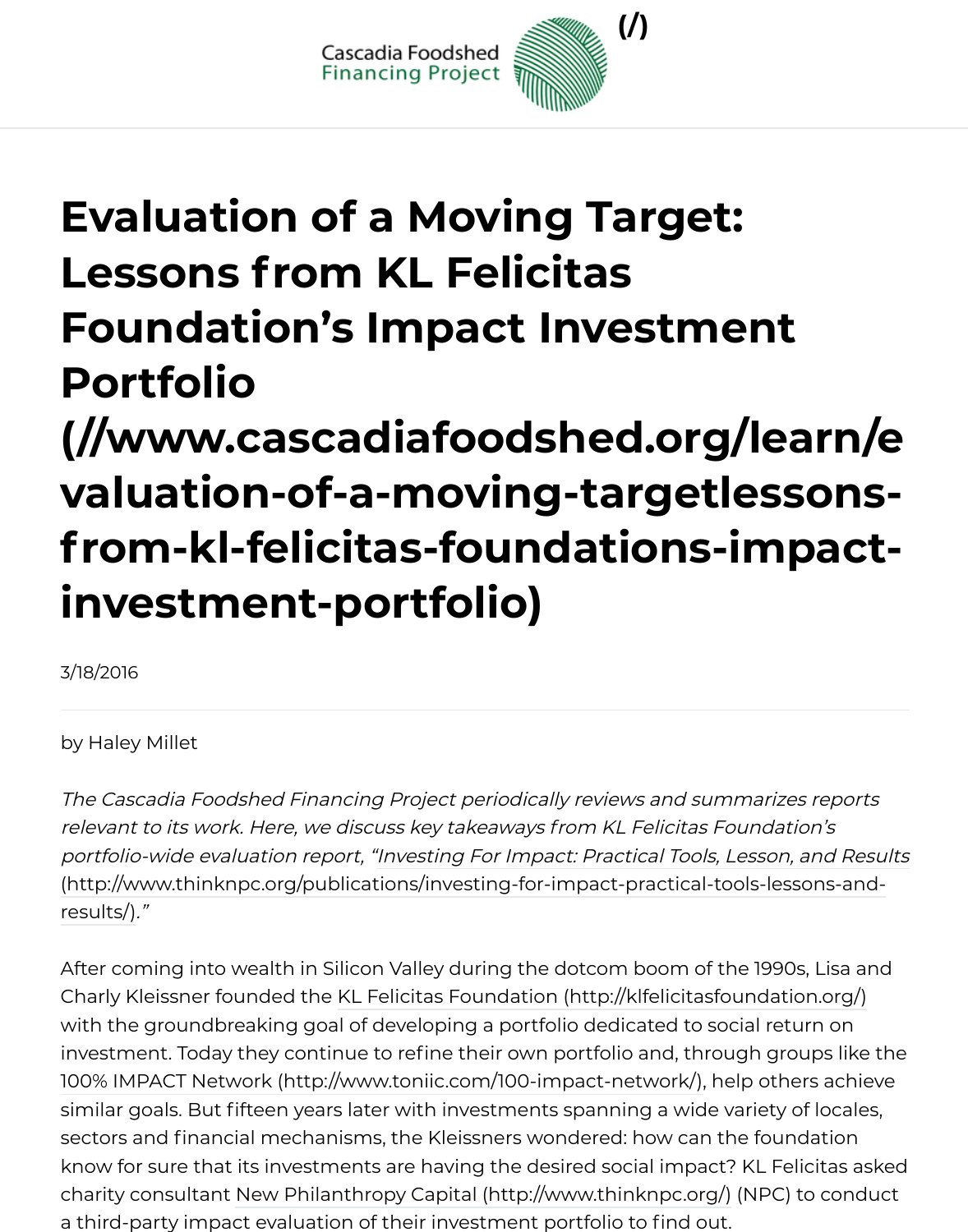Cascadia Foodshed Financing Project (/)

# Evaluation of a Moving Target: Lessons from KL Felicitas Foundation's Impact Investment Portfolio (//www.cascadiafoodshed.org/learn/evaluation-of-a-moving-targetlessons-from-kl-felicitas-foundations-impact-investment-portfolio)

3/18/2016

by Haley Millet

*The Cascadia Foodshed Financing Project periodically reviews and summarizes reports relevant to its work. Here, we discuss key takeaways from KL Felicitas Foundation's portfolio-wide evaluation report, "Investing For Impact: Practical Tools, Lesson, and Results (http://www.thinknpc.org/publications/investing-for-impact-practical-tools-lessons-and-results/)."*

After coming into wealth in Silicon Valley during the dotcom boom of the 1990s, Lisa and Charly Kleissner founded the KL Felicitas Foundation (http://klfelicitasfoundation.org/) with the groundbreaking goal of developing a portfolio dedicated to social return on investment. Today they continue to refine their own portfolio and, through groups like the 100% IMPACT Network (http://www.toniic.com/100-impact-network/), help others achieve similar goals. But fifteen years later with investments spanning a wide variety of locales, sectors and financial mechanisms, the Kleissners wondered: how can the foundation know for sure that its investments are having the desired social impact? KL Felicitas asked charity consultant New Philanthropy Capital (http://www.thinknpc.org/) (NPC) to conduct a third-party impact evaluation of their investment portfolio to find out.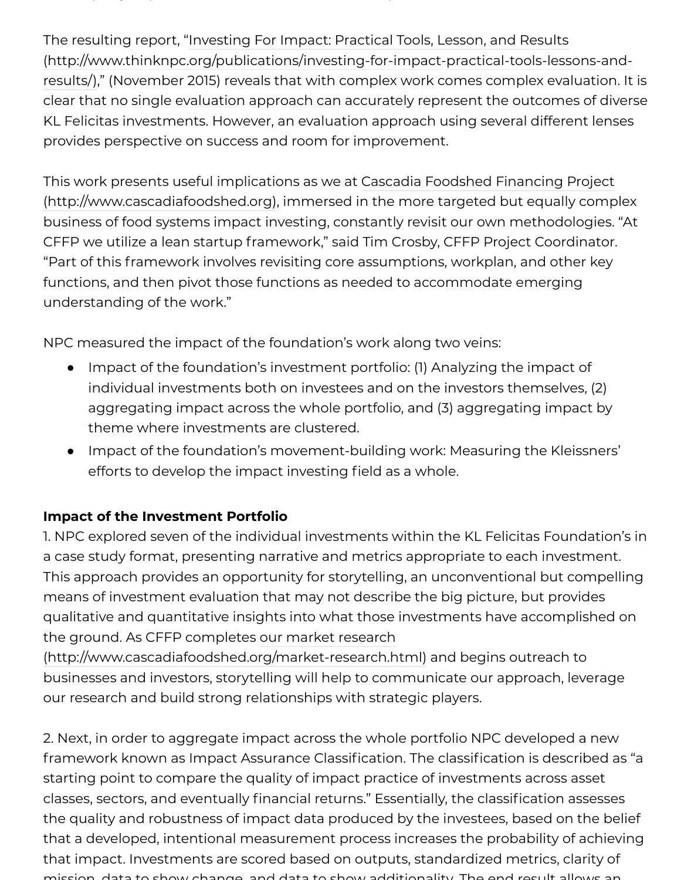The resulting report, "Investing For Impact: Practical Tools, Lesson, and Results (http://www.thinknpc.org/publications/investing-for-impact-practical-tools-lessons-and-results/)," (November 2015) reveals that with complex work comes complex evaluation. It is clear that no single evaluation approach can accurately represent the outcomes of diverse KL Felicitas investments. However, an evaluation approach using several different lenses provides perspective on success and room for improvement.

This work presents useful implications as we at Cascadia Foodshed Financing Project (http://www.cascadiafoodshed.org), immersed in the more targeted but equally complex business of food systems impact investing, constantly revisit our own methodologies. "At CFFP we utilize a lean startup framework," said Tim Crosby, CFFP Project Coordinator. "Part of this framework involves revisiting core assumptions, workplan, and other key functions, and then pivot those functions as needed to accommodate emerging understanding of the work."

NPC measured the impact of the foundation's work along two veins:

- Impact of the foundation's investment portfolio: (1) Analyzing the impact of individual investments both on investees and on the investors themselves, (2) aggregating impact across the whole portfolio, and (3) aggregating impact by theme where investments are clustered.
- Impact of the foundation's movement-building work: Measuring the Kleissners' efforts to develop the impact investing field as a whole.

**Impact of the Investment Portfolio**

1. NPC explored seven of the individual investments within the KL Felicitas Foundation's in a case study format, presenting narrative and metrics appropriate to each investment. This approach provides an opportunity for storytelling, an unconventional but compelling means of investment evaluation that may not describe the big picture, but provides qualitative and quantitative insights into what those investments have accomplished on the ground. As CFFP completes our market research (http://www.cascadiafoodshed.org/market-research.html) and begins outreach to businesses and investors, storytelling will help to communicate our approach, leverage our research and build strong relationships with strategic players.

2. Next, in order to aggregate impact across the whole portfolio NPC developed a new framework known as Impact Assurance Classification. The classification is described as "a starting point to compare the quality of impact practice of investments across asset classes, sectors, and eventually financial returns." Essentially, the classification assesses the quality and robustness of impact data produced by the investees, based on the belief that a developed, intentional measurement process increases the probability of achieving that impact. Investments are scored based on outputs, standardized metrics, clarity of mission, data to show change, and data to show additionality. The end result allows an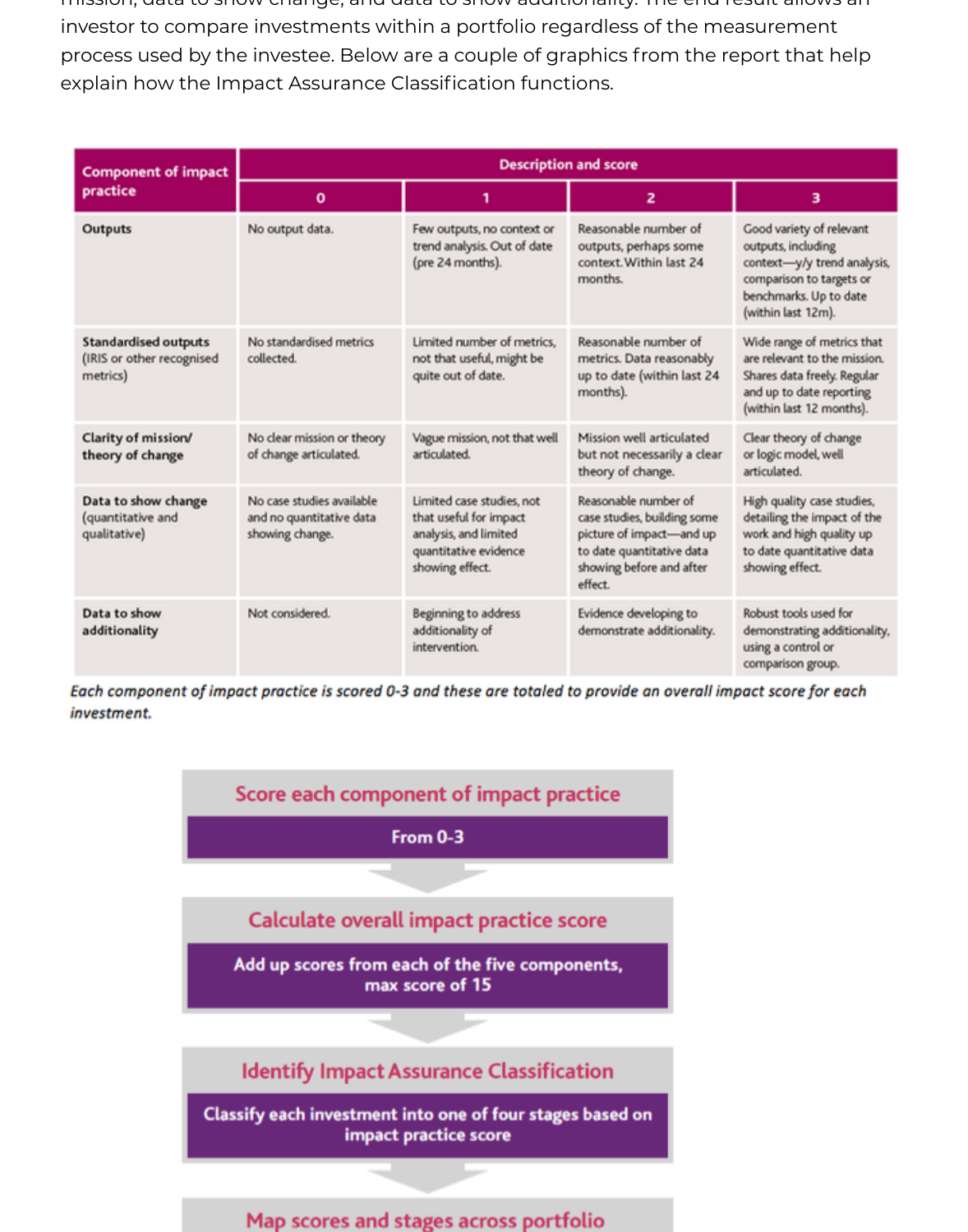investor to compare investments within a portfolio regardless of the measurement process used by the investee. Below are a couple of graphics from the report that help explain how the Impact Assurance Classification functions.

| Component of impact practice | Description and score | | | |
|---|---|---|---|---|
| | 0 | 1 | 2 | 3 |
| **Outputs** | No output data. | Few outputs, no context or trend analysis. Out of date (pre 24 months). | Reasonable number of outputs, perhaps some context. Within last 24 months. | Good variety of relevant outputs, including context—y/y trend analysis, comparison to targets or benchmarks. Up to date (within last 12m). |
| **Standardised outputs** (IRIS or other recognised metrics) | No standardised metrics collected. | Limited number of metrics, not that useful, might be quite out of date. | Reasonable number of metrics. Data reasonably up to date (within last 24 months). | Wide range of metrics that are relevant to the mission. Shares data freely. Regular and up to date reporting (within last 12 months). |
| **Clarity of mission/ theory of change** | No clear mission or theory of change articulated. | Vague mission, not that well articulated. | Mission well articulated but not necessarily a clear theory of change. | Clear theory of change or logic model, well articulated. |
| **Data to show change** (quantitative and qualitative) | No case studies available and no quantitative data showing change. | Limited case studies, not that useful for impact analysis, and limited quantitative evidence showing effect. | Reasonable number of case studies, building some picture of impact—and up to date quantitative data showing before and after effect. | High quality case studies, detailing the impact of the work and high quality up to date quantitative data showing effect. |
| **Data to show additionality** | Not considered. | Beginning to address additionality of intervention. | Evidence developing to demonstrate additionality. | Robust tools used for demonstrating additionality, using a control or comparison group. |

*Each component of impact practice is scored 0-3 and these are totaled to provide an overall impact score for each investment.*

**Score each component of impact practice**

From 0-3

**Calculate overall impact practice score**

Add up scores from each of the five components, max score of 15

**Identify Impact Assurance Classification**

Classify each investment into one of four stages based on impact practice score

**Map scores and stages across portfolio**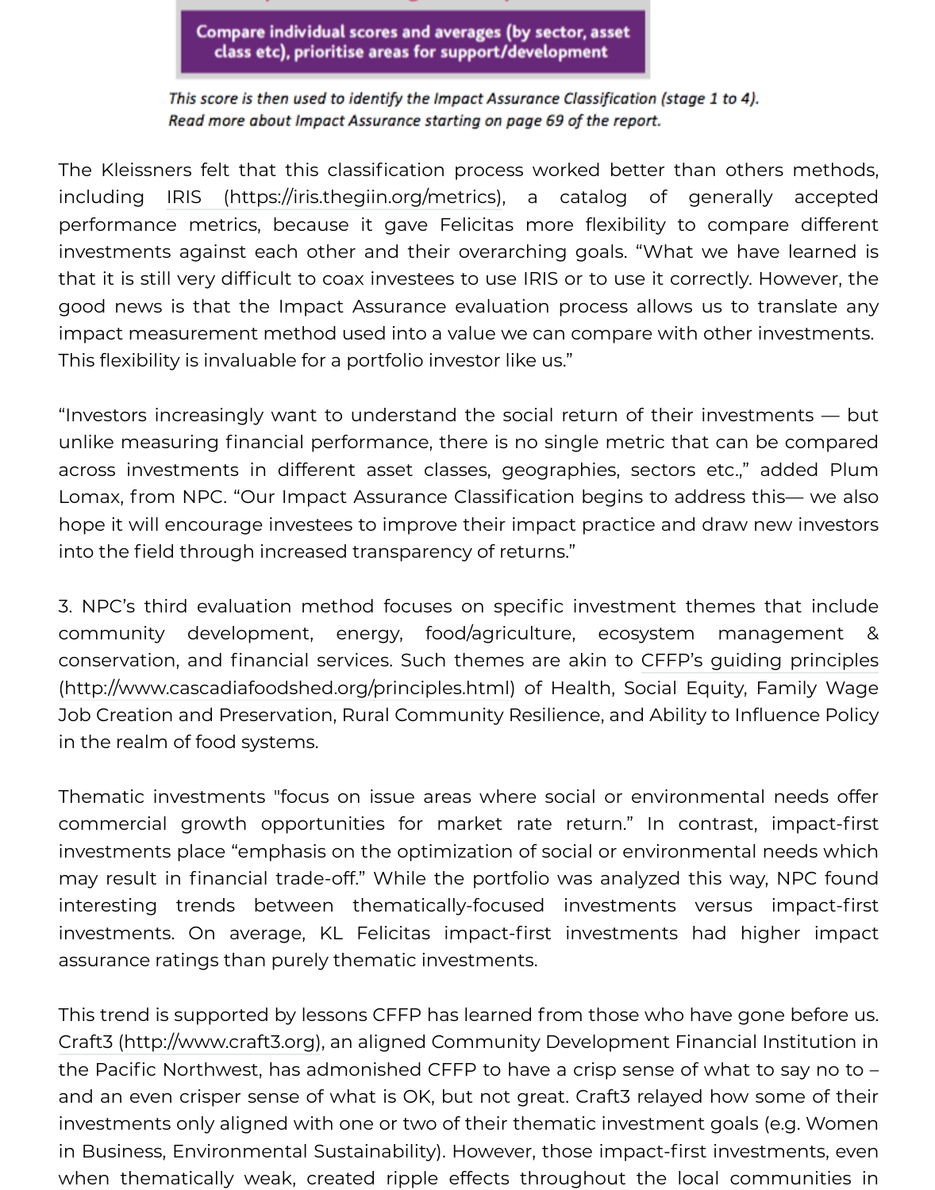**Compare individual scores and averages (by sector, asset class etc), prioritise areas for support/development**

*This score is then used to identify the Impact Assurance Classification (stage 1 to 4). Read more about Impact Assurance starting on page 69 of the report.*

The Kleissners felt that this classification process worked better than others methods, including IRIS (https://iris.thegiin.org/metrics), a catalog of generally accepted performance metrics, because it gave Felicitas more flexibility to compare different investments against each other and their overarching goals. "What we have learned is that it is still very difficult to coax investees to use IRIS or to use it correctly. However, the good news is that the Impact Assurance evaluation process allows us to translate any impact measurement method used into a value we can compare with other investments. This flexibility is invaluable for a portfolio investor like us."

"Investors increasingly want to understand the social return of their investments — but unlike measuring financial performance, there is no single metric that can be compared across investments in different asset classes, geographies, sectors etc.," added Plum Lomax, from NPC. "Our Impact Assurance Classification begins to address this— we also hope it will encourage investees to improve their impact practice and draw new investors into the field through increased transparency of returns."

3. NPC's third evaluation method focuses on specific investment themes that include community development, energy, food/agriculture, ecosystem management & conservation, and financial services. Such themes are akin to CFFP's guiding principles (http://www.cascadiafoodshed.org/principles.html) of Health, Social Equity, Family Wage Job Creation and Preservation, Rural Community Resilience, and Ability to Influence Policy in the realm of food systems.

Thematic investments "focus on issue areas where social or environmental needs offer commercial growth opportunities for market rate return." In contrast, impact-first investments place "emphasis on the optimization of social or environmental needs which may result in financial trade-off." While the portfolio was analyzed this way, NPC found interesting trends between thematically-focused investments versus impact-first investments. On average, KL Felicitas impact-first investments had higher impact assurance ratings than purely thematic investments.

This trend is supported by lessons CFFP has learned from those who have gone before us. Craft3 (http://www.craft3.org), an aligned Community Development Financial Institution in the Pacific Northwest, has admonished CFFP to have a crisp sense of what to say no to – and an even crisper sense of what is OK, but not great. Craft3 relayed how some of their investments only aligned with one or two of their thematic investment goals (e.g. Women in Business, Environmental Sustainability). However, those impact-first investments, even when thematically weak, created ripple effects throughout the local communities in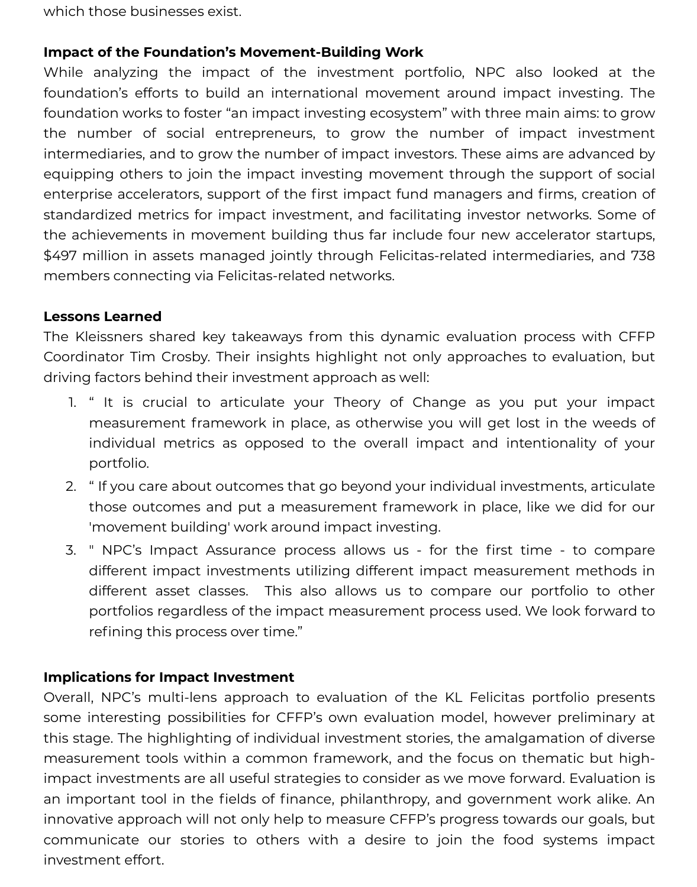which those businesses exist.

**Impact of the Foundation's Movement-Building Work**

While analyzing the impact of the investment portfolio, NPC also looked at the foundation's efforts to build an international movement around impact investing. The foundation works to foster "an impact investing ecosystem" with three main aims: to grow the number of social entrepreneurs, to grow the number of impact investment intermediaries, and to grow the number of impact investors. These aims are advanced by equipping others to join the impact investing movement through the support of social enterprise accelerators, support of the first impact fund managers and firms, creation of standardized metrics for impact investment, and facilitating investor networks. Some of the achievements in movement building thus far include four new accelerator startups, $497 million in assets managed jointly through Felicitas-related intermediaries, and 738 members connecting via Felicitas-related networks.

**Lessons Learned**

The Kleissners shared key takeaways from this dynamic evaluation process with CFFP Coordinator Tim Crosby. Their insights highlight not only approaches to evaluation, but driving factors behind their investment approach as well:

1. " It is crucial to articulate your Theory of Change as you put your impact measurement framework in place, as otherwise you will get lost in the weeds of individual metrics as opposed to the overall impact and intentionality of your portfolio.
2. " If you care about outcomes that go beyond your individual investments, articulate those outcomes and put a measurement framework in place, like we did for our 'movement building' work around impact investing.
3. " NPC's Impact Assurance process allows us - for the first time - to compare different impact investments utilizing different impact measurement methods in different asset classes. This also allows us to compare our portfolio to other portfolios regardless of the impact measurement process used. We look forward to refining this process over time."

**Implications for Impact Investment**

Overall, NPC's multi-lens approach to evaluation of the KL Felicitas portfolio presents some interesting possibilities for CFFP's own evaluation model, however preliminary at this stage. The highlighting of individual investment stories, the amalgamation of diverse measurement tools within a common framework, and the focus on thematic but high-impact investments are all useful strategies to consider as we move forward. Evaluation is an important tool in the fields of finance, philanthropy, and government work alike. An innovative approach will not only help to measure CFFP's progress towards our goals, but communicate our stories to others with a desire to join the food systems impact investment effort.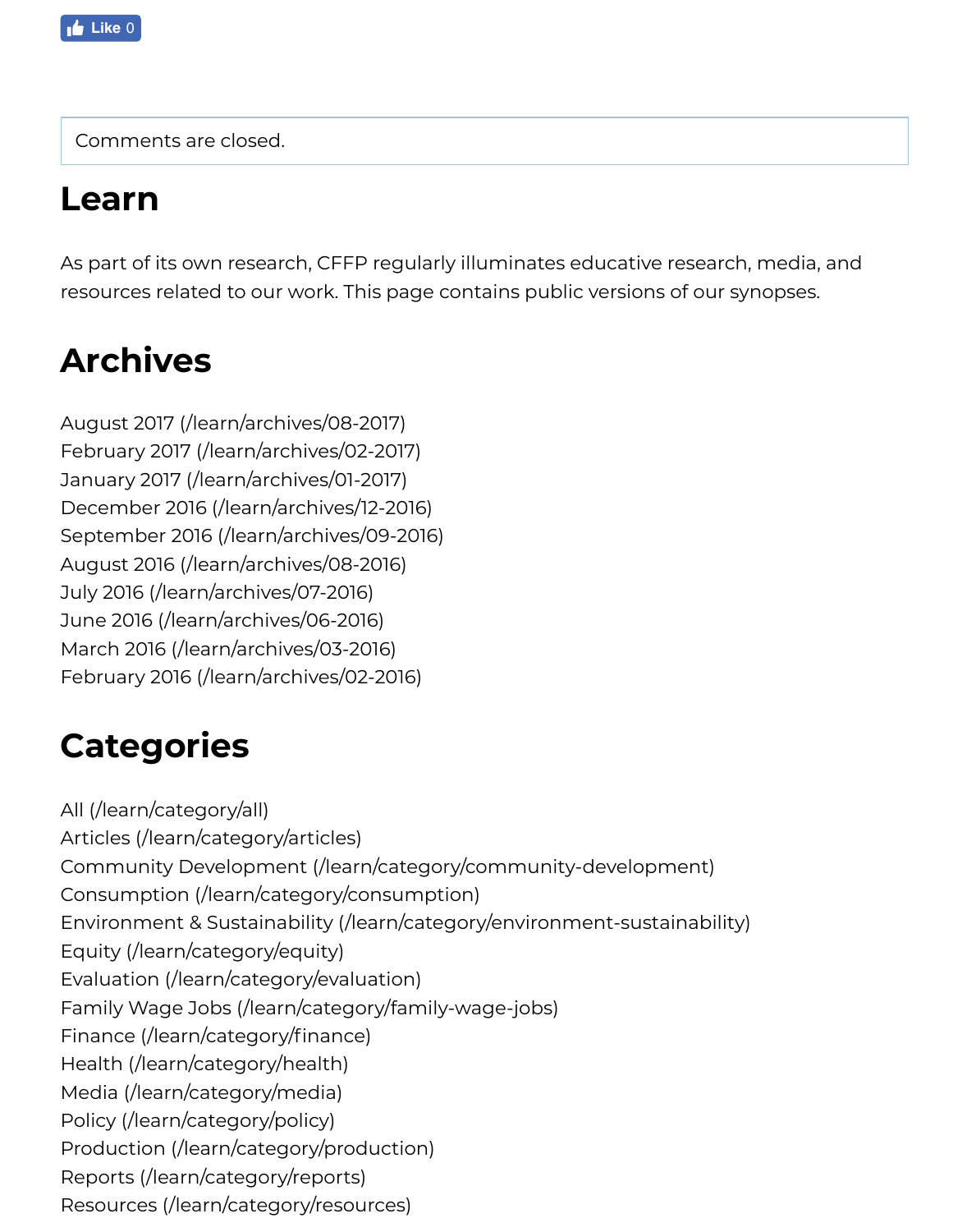Like 0

Comments are closed.

## Learn

As part of its own research, CFFP regularly illuminates educative research, media, and resources related to our work. This page contains public versions of our synopses.

## Archives

August 2017 (/learn/archives/08-2017)
February 2017 (/learn/archives/02-2017)
January 2017 (/learn/archives/01-2017)
December 2016 (/learn/archives/12-2016)
September 2016 (/learn/archives/09-2016)
August 2016 (/learn/archives/08-2016)
July 2016 (/learn/archives/07-2016)
June 2016 (/learn/archives/06-2016)
March 2016 (/learn/archives/03-2016)
February 2016 (/learn/archives/02-2016)

## Categories

All (/learn/category/all)
Articles (/learn/category/articles)
Community Development (/learn/category/community-development)
Consumption (/learn/category/consumption)
Environment & Sustainability (/learn/category/environment-sustainability)
Equity (/learn/category/equity)
Evaluation (/learn/category/evaluation)
Family Wage Jobs (/learn/category/family-wage-jobs)
Finance (/learn/category/finance)
Health (/learn/category/health)
Media (/learn/category/media)
Policy (/learn/category/policy)
Production (/learn/category/production)
Reports (/learn/category/reports)
Resources (/learn/category/resources)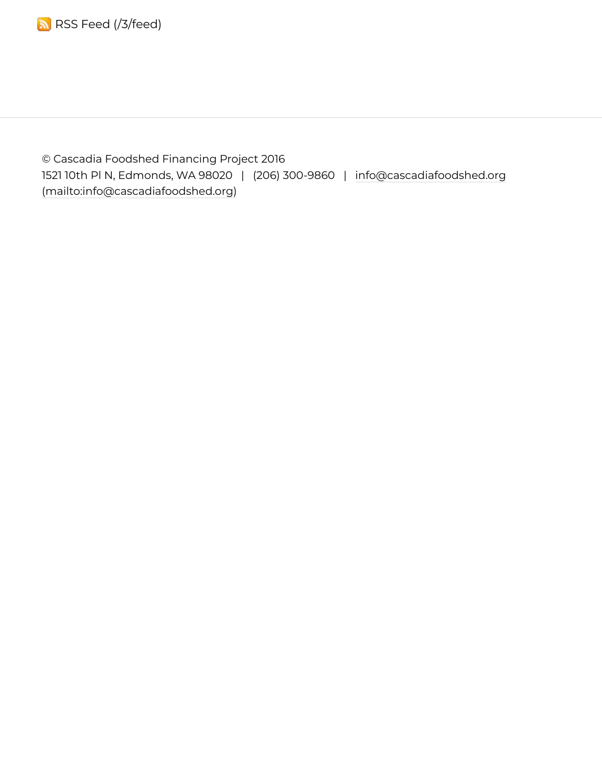RSS Feed (/3/feed)

© Cascadia Foodshed Financing Project 2016
1521 10th Pl N, Edmonds, WA 98020 | (206) 300-9860 | info@cascadiafoodshed.org (mailto:info@cascadiafoodshed.org)